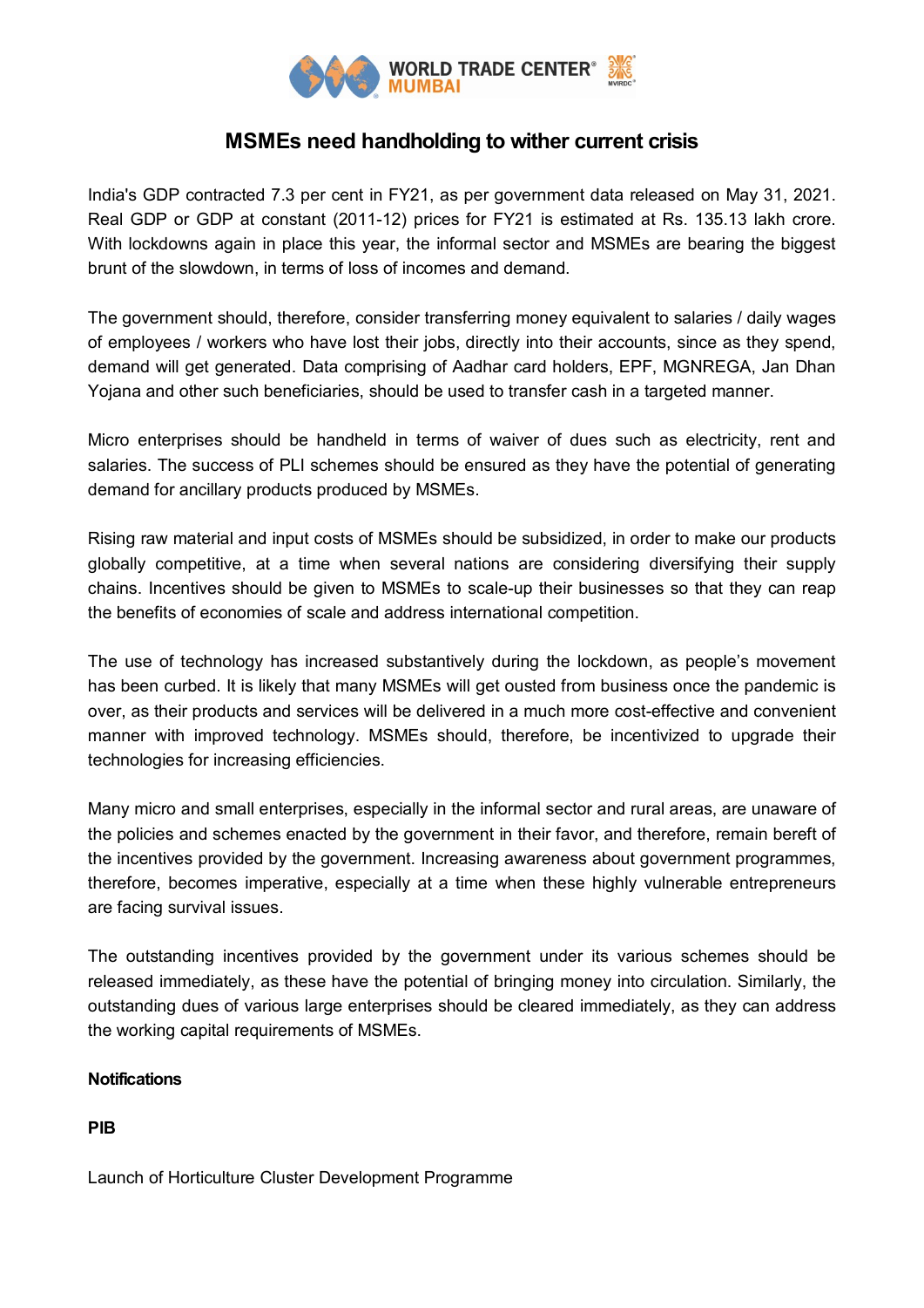# MSMEs need handholding to wither current crisis

India's GDP contracted 7.3 per cent in FY21, as per government data released on May 31, 2021. Real GDP or GDP at constant (2011-12) prices for FY21 is estimated at Rs. 135.13 lakh crore. With lockdowns again in place this year, the informal sector and MSMEs are bearing the biggest brunt of the slowdown, in terms of loss of incomes and demand.

The government should, therefore, consider transferring money equivalent to salaries / daily wages of employees / workers who have lost their jobs, directly into their accounts, since as they spend, demand will get generated. Data comprising of Aadhar card holders, EPF, MGNREGA, Jan Dhan Yojana and other such beneficiaries, should be used to transfer cash in a targeted manner.

Micro enterprises should be handheld in terms of waiver of dues such as electricity, rent and salaries. The success of PLI schemes should be ensured as they have the potential of generating demand for ancillary products produced by MSMEs.

Rising raw material and input costs of MSMEs should be subsidized, in order to make our products globally competitive, at a time when several nations are considering diversifying their supply chains. Incentives should be given to MSMEs to scale-up their businesses so that they can reap the benefits of economies of scale and address international competition.

The use of technology has increased substantively during the lockdown, as people's movement has been curbed. It is likely that many MSMEs will get ousted from business once the pandemic is over, as their products and services will be delivered in a much more cost-effective and convenient manner with improved technology. MSMEs should, therefore, be incentivized to upgrade their technologies for increasing efficiencies.

Many micro and small enterprises, especially in the informal sector and rural areas, are unaware of the policies and schemes enacted by the government in their favor, and therefore, remain bereft of the incentives provided by the government. Increasing awareness about government programmes, therefore, becomes imperative, especially at a time when these highly vulnerable entrepreneurs are facing survival issues.

The outstanding incentives provided by the government under its various schemes should be released immediately, as these have the potential of bringing money into circulation. Similarly, the outstanding dues of various large enterprises should be cleared immediately, as they can address the working capital requirements of MSMEs.

**Notifications**

**PIB**

Launch of Horticulture Cluster Development Programme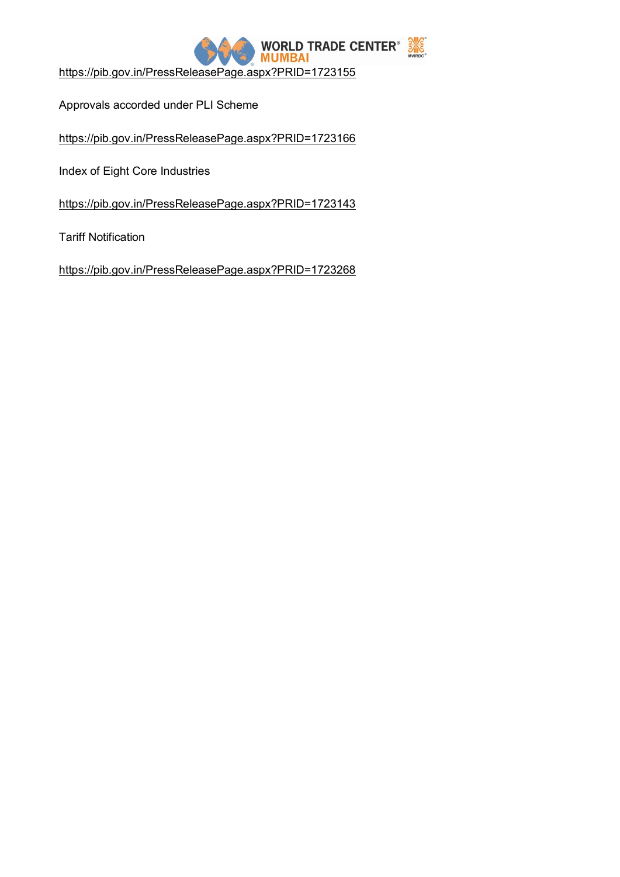https://pib.gov.in/PressReleasePage.aspx?PRID=1723155

Approvals accorded under PLI Scheme

https://pib.gov.in/PressReleasePage.aspx?PRID=1723166

Index of Eight Core Industries

https://pib.gov.in/PressReleasePage.aspx?PRID=1723143

Tariff Notification

https://pib.gov.in/PressReleasePage.aspx?PRID=1723268